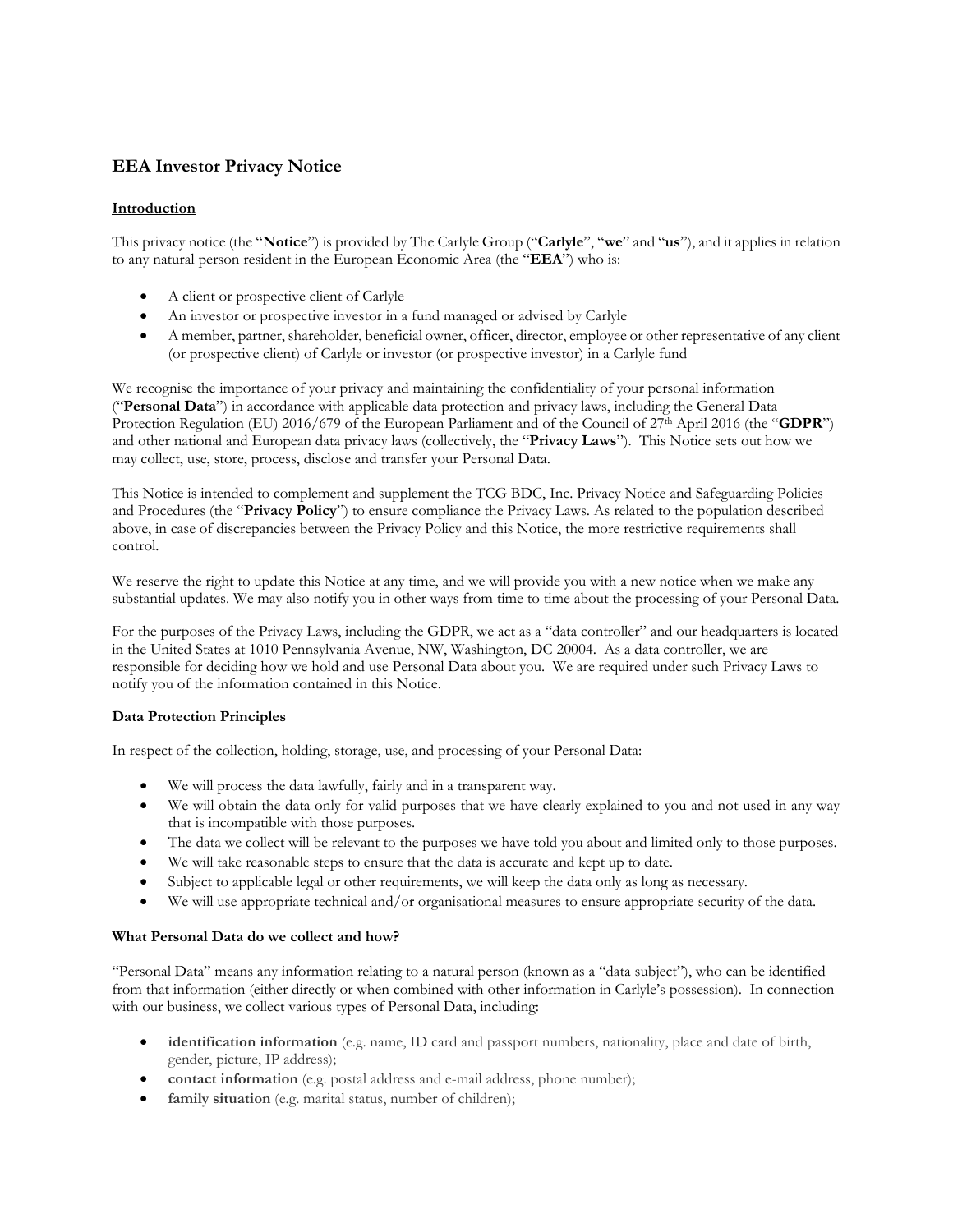## EEA Investor Privacy Notice

**Introduction**

This privacy notice (the "**Notice**") is provided by The Carlyle Group ("**Carlyle**", "**we**" and "**us**"), and it applies in relation to any natural person resident in the European Economic Area (the "**EEA**") who is:

- A client or prospective client of Carlyle
- An investor or prospective investor in a fund managed or advised by Carlyle
- A member, partner, shareholder, beneficial owner, officer, director, employee or other representative of any client (or prospective client) of Carlyle or investor (or prospective investor) in a Carlyle fund

We recognise the importance of your privacy and maintaining the confidentiality of your personal information ("**Personal Data**") in accordance with applicable data protection and privacy laws, including the General Data Protection Regulation (EU) 2016/679 of the European Parliament and of the Council of 27th April 2016 (the "**GDPR**") and other national and European data privacy laws (collectively, the "**Privacy Laws**"). This Notice sets out how we may collect, use, store, process, disclose and transfer your Personal Data.

This Notice is intended to complement and supplement the TCG BDC, Inc. Privacy Notice and Safeguarding Policies and Procedures (the "**Privacy Policy**") to ensure compliance the Privacy Laws. As related to the population described above, in case of discrepancies between the Privacy Policy and this Notice, the more restrictive requirements shall control.

We reserve the right to update this Notice at any time, and we will provide you with a new notice when we make any substantial updates. We may also notify you in other ways from time to time about the processing of your Personal Data.

For the purposes of the Privacy Laws, including the GDPR, we act as a "data controller" and our headquarters is located in the United States at 1010 Pennsylvania Avenue, NW, Washington, DC 20004. As a data controller, we are responsible for deciding how we hold and use Personal Data about you. We are required under such Privacy Laws to notify you of the information contained in this Notice.

**Data Protection Principles**

In respect of the collection, holding, storage, use, and processing of your Personal Data:

- We will process the data lawfully, fairly and in a transparent way.
- We will obtain the data only for valid purposes that we have clearly explained to you and not used in any way that is incompatible with those purposes.
- The data we collect will be relevant to the purposes we have told you about and limited only to those purposes.
- We will take reasonable steps to ensure that the data is accurate and kept up to date.
- Subject to applicable legal or other requirements, we will keep the data only as long as necessary.
- We will use appropriate technical and/or organisational measures to ensure appropriate security of the data.

**What Personal Data do we collect and how?**

"Personal Data" means any information relating to a natural person (known as a "data subject"), who can be identified from that information (either directly or when combined with other information in Carlyle's possession). In connection with our business, we collect various types of Personal Data, including:

- **identification information** (e.g. name, ID card and passport numbers, nationality, place and date of birth, gender, picture, IP address);
- **contact information** (e.g. postal address and e-mail address, phone number);
- **family situation** (e.g. marital status, number of children);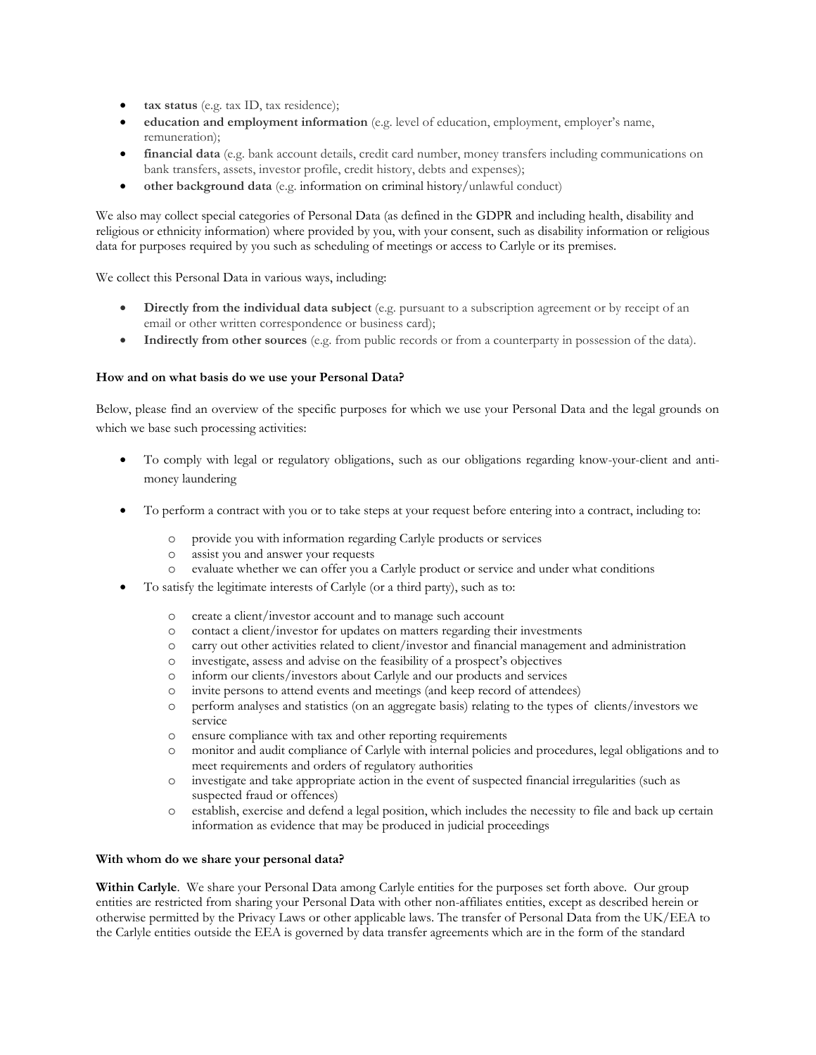- **tax status** (e.g. tax ID, tax residence);
- **education and employment information** (e.g. level of education, employment, employer's name, remuneration);
- **financial data** (e.g. bank account details, credit card number, money transfers including communications on bank transfers, assets, investor profile, credit history, debts and expenses);
- **other background data** (e.g. information on criminal history/unlawful conduct)

We also may collect special categories of Personal Data (as defined in the GDPR and including health, disability and religious or ethnicity information) where provided by you, with your consent, such as disability information or religious data for purposes required by you such as scheduling of meetings or access to Carlyle or its premises.

We collect this Personal Data in various ways, including:

- **Directly from the individual data subject** (e.g. pursuant to a subscription agreement or by receipt of an email or other written correspondence or business card);
- **Indirectly from other sources** (e.g. from public records or from a counterparty in possession of the data).

**How and on what basis do we use your Personal Data?**

Below, please find an overview of the specific purposes for which we use your Personal Data and the legal grounds on which we base such processing activities:

- To comply with legal or regulatory obligations, such as our obligations regarding know-your-client and anti-money laundering
- To perform a contract with you or to take steps at your request before entering into a contract, including to:
  - provide you with information regarding Carlyle products or services
  - assist you and answer your requests
  - evaluate whether we can offer you a Carlyle product or service and under what conditions
- To satisfy the legitimate interests of Carlyle (or a third party), such as to:
  - create a client/investor account and to manage such account
  - contact a client/investor for updates on matters regarding their investments
  - carry out other activities related to client/investor and financial management and administration
  - investigate, assess and advise on the feasibility of a prospect's objectives
  - inform our clients/investors about Carlyle and our products and services
  - invite persons to attend events and meetings (and keep record of attendees)
  - perform analyses and statistics (on an aggregate basis) relating to the types of clients/investors we service
  - ensure compliance with tax and other reporting requirements
  - monitor and audit compliance of Carlyle with internal policies and procedures, legal obligations and to meet requirements and orders of regulatory authorities
  - investigate and take appropriate action in the event of suspected financial irregularities (such as suspected fraud or offences)
  - establish, exercise and defend a legal position, which includes the necessity to file and back up certain information as evidence that may be produced in judicial proceedings

**With whom do we share your personal data?**

**Within Carlyle**. We share your Personal Data among Carlyle entities for the purposes set forth above. Our group entities are restricted from sharing your Personal Data with other non-affiliates entities, except as described herein or otherwise permitted by the Privacy Laws or other applicable laws. The transfer of Personal Data from the UK/EEA to the Carlyle entities outside the EEA is governed by data transfer agreements which are in the form of the standard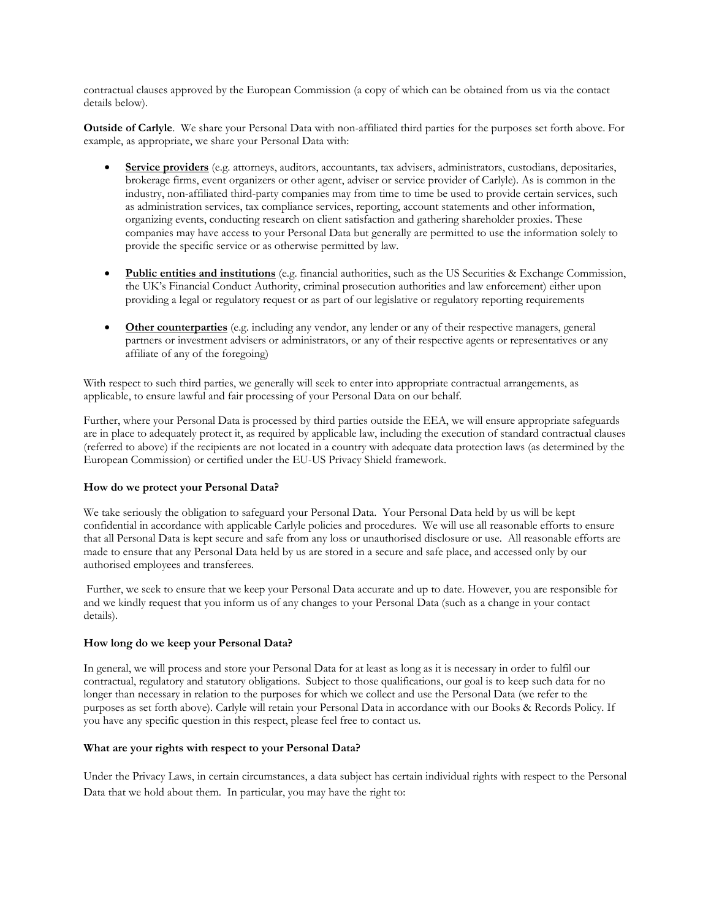contractual clauses approved by the European Commission (a copy of which can be obtained from us via the contact details below).

**Outside of Carlyle**. We share your Personal Data with non-affiliated third parties for the purposes set forth above. For example, as appropriate, we share your Personal Data with:

- **Service providers** (e.g. attorneys, auditors, accountants, tax advisers, administrators, custodians, depositaries, brokerage firms, event organizers or other agent, adviser or service provider of Carlyle). As is common in the industry, non-affiliated third-party companies may from time to time be used to provide certain services, such as administration services, tax compliance services, reporting, account statements and other information, organizing events, conducting research on client satisfaction and gathering shareholder proxies. These companies may have access to your Personal Data but generally are permitted to use the information solely to provide the specific service or as otherwise permitted by law.

- **Public entities and institutions** (e.g. financial authorities, such as the US Securities & Exchange Commission, the UK's Financial Conduct Authority, criminal prosecution authorities and law enforcement) either upon providing a legal or regulatory request or as part of our legislative or regulatory reporting requirements

- **Other counterparties** (e.g. including any vendor, any lender or any of their respective managers, general partners or investment advisers or administrators, or any of their respective agents or representatives or any affiliate of any of the foregoing)

With respect to such third parties, we generally will seek to enter into appropriate contractual arrangements, as applicable, to ensure lawful and fair processing of your Personal Data on our behalf.

Further, where your Personal Data is processed by third parties outside the EEA, we will ensure appropriate safeguards are in place to adequately protect it, as required by applicable law, including the execution of standard contractual clauses (referred to above) if the recipients are not located in a country with adequate data protection laws (as determined by the European Commission) or certified under the EU-US Privacy Shield framework.

**How do we protect your Personal Data?**

We take seriously the obligation to safeguard your Personal Data. Your Personal Data held by us will be kept confidential in accordance with applicable Carlyle policies and procedures. We will use all reasonable efforts to ensure that all Personal Data is kept secure and safe from any loss or unauthorised disclosure or use. All reasonable efforts are made to ensure that any Personal Data held by us are stored in a secure and safe place, and accessed only by our authorised employees and transferees.

Further, we seek to ensure that we keep your Personal Data accurate and up to date. However, you are responsible for and we kindly request that you inform us of any changes to your Personal Data (such as a change in your contact details).

**How long do we keep your Personal Data?**

In general, we will process and store your Personal Data for at least as long as it is necessary in order to fulfil our contractual, regulatory and statutory obligations. Subject to those qualifications, our goal is to keep such data for no longer than necessary in relation to the purposes for which we collect and use the Personal Data (we refer to the purposes as set forth above). Carlyle will retain your Personal Data in accordance with our Books & Records Policy. If you have any specific question in this respect, please feel free to contact us.

**What are your rights with respect to your Personal Data?**

Under the Privacy Laws, in certain circumstances, a data subject has certain individual rights with respect to the Personal Data that we hold about them. In particular, you may have the right to: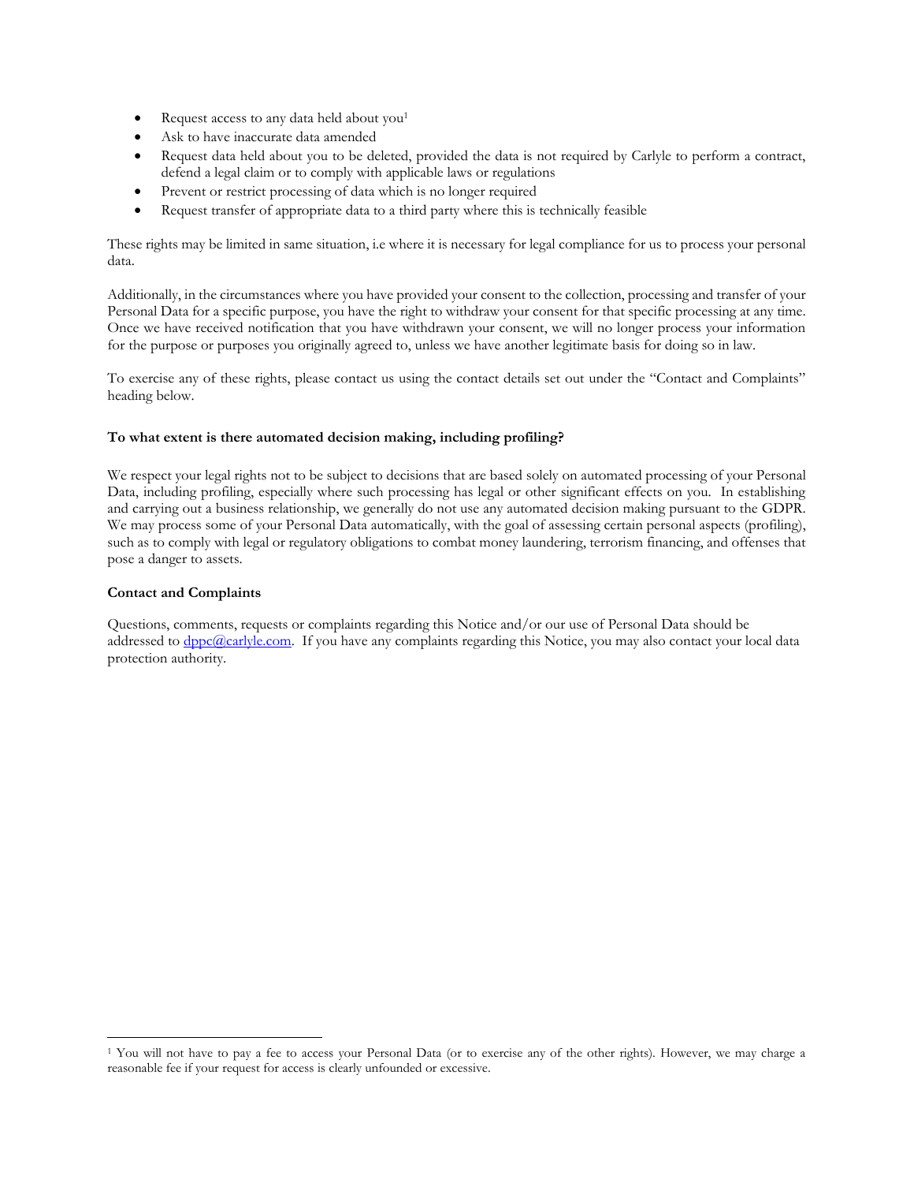- Request access to any data held about you[1]
- Ask to have inaccurate data amended
- Request data held about you to be deleted, provided the data is not required by Carlyle to perform a contract, defend a legal claim or to comply with applicable laws or regulations
- Prevent or restrict processing of data which is no longer required
- Request transfer of appropriate data to a third party where this is technically feasible

These rights may be limited in same situation, i.e where it is necessary for legal compliance for us to process your personal data.

Additionally, in the circumstances where you have provided your consent to the collection, processing and transfer of your Personal Data for a specific purpose, you have the right to withdraw your consent for that specific processing at any time. Once we have received notification that you have withdrawn your consent, we will no longer process your information for the purpose or purposes you originally agreed to, unless we have another legitimate basis for doing so in law.

To exercise any of these rights, please contact us using the contact details set out under the "Contact and Complaints" heading below.

**To what extent is there automated decision making, including profiling?**

We respect your legal rights not to be subject to decisions that are based solely on automated processing of your Personal Data, including profiling, especially where such processing has legal or other significant effects on you. In establishing and carrying out a business relationship, we generally do not use any automated decision making pursuant to the GDPR. We may process some of your Personal Data automatically, with the goal of assessing certain personal aspects (profiling), such as to comply with legal or regulatory obligations to combat money laundering, terrorism financing, and offenses that pose a danger to assets.

**Contact and Complaints**

Questions, comments, requests or complaints regarding this Notice and/or our use of Personal Data should be addressed to dppc@carlyle.com. If you have any complaints regarding this Notice, you may also contact your local data protection authority.

[1] You will not have to pay a fee to access your Personal Data (or to exercise any of the other rights). However, we may charge a reasonable fee if your request for access is clearly unfounded or excessive.